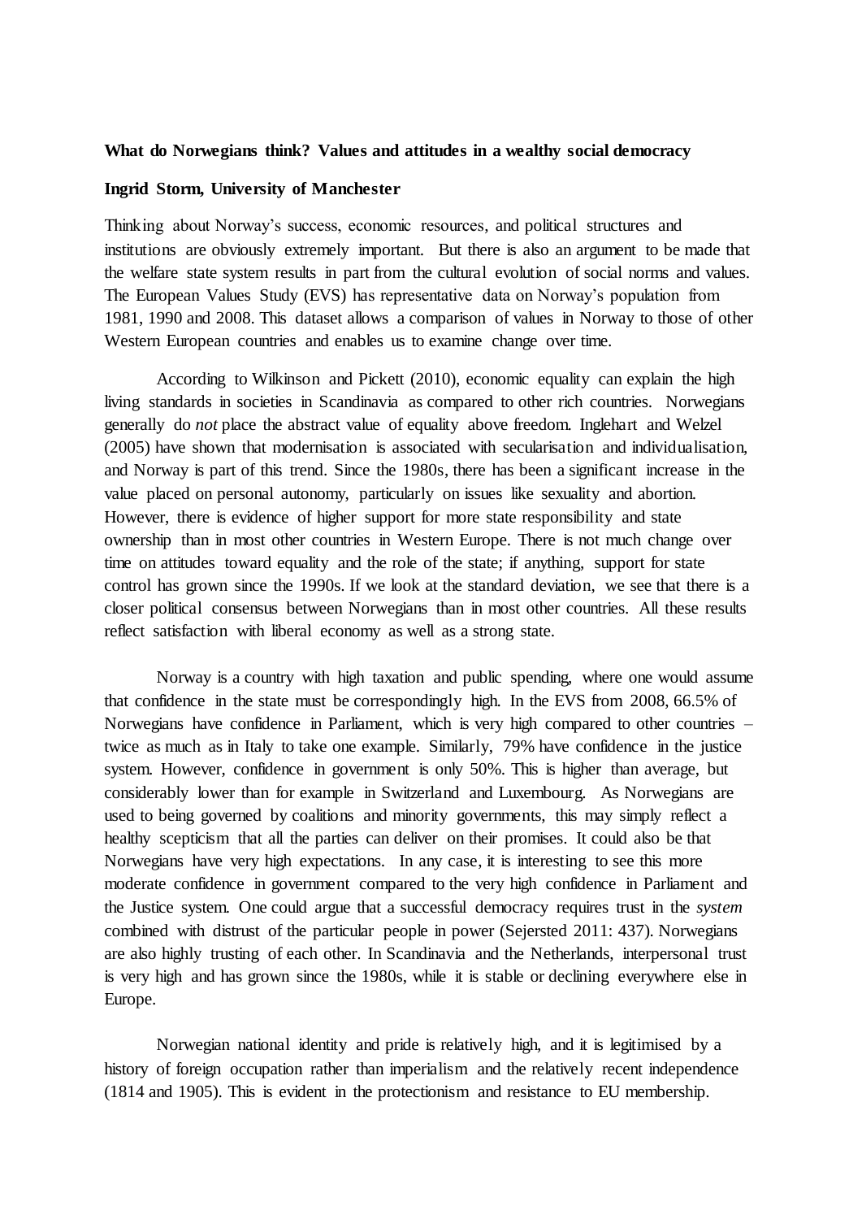**What do Norwegians think? Values and attitudes in a wealthy social democracy**

**Ingrid Storm, University of Manchester**

Thinking about Norway's success, economic resources, and political structures and institutions are obviously extremely important. But there is also an argument to be made that the welfare state system results in part from the cultural evolution of social norms and values. The European Values Study (EVS) has representative data on Norway's population from 1981, 1990 and 2008. This dataset allows a comparison of values in Norway to those of other Western European countries and enables us to examine change over time.

According to Wilkinson and Pickett (2010), economic equality can explain the high living standards in societies in Scandinavia as compared to other rich countries. Norwegians generally do *not* place the abstract value of equality above freedom. Inglehart and Welzel (2005) have shown that modernisation is associated with secularisation and individualisation, and Norway is part of this trend. Since the 1980s, there has been a significant increase in the value placed on personal autonomy, particularly on issues like sexuality and abortion. However, there is evidence of higher support for more state responsibility and state ownership than in most other countries in Western Europe. There is not much change over time on attitudes toward equality and the role of the state; if anything, support for state control has grown since the 1990s. If we look at the standard deviation, we see that there is a closer political consensus between Norwegians than in most other countries. All these results reflect satisfaction with liberal economy as well as a strong state.

Norway is a country with high taxation and public spending, where one would assume that confidence in the state must be correspondingly high. In the EVS from 2008, 66.5% of Norwegians have confidence in Parliament, which is very high compared to other countries – twice as much as in Italy to take one example. Similarly, 79% have confidence in the justice system. However, confidence in government is only 50%. This is higher than average, but considerably lower than for example in Switzerland and Luxembourg. As Norwegians are used to being governed by coalitions and minority governments, this may simply reflect a healthy scepticism that all the parties can deliver on their promises. It could also be that Norwegians have very high expectations. In any case, it is interesting to see this more moderate confidence in government compared to the very high confidence in Parliament and the Justice system. One could argue that a successful democracy requires trust in the *system* combined with distrust of the particular people in power (Sejersted 2011: 437). Norwegians are also highly trusting of each other. In Scandinavia and the Netherlands, interpersonal trust is very high and has grown since the 1980s, while it is stable or declining everywhere else in Europe.

Norwegian national identity and pride is relatively high, and it is legitimised by a history of foreign occupation rather than imperialism and the relatively recent independence (1814 and 1905). This is evident in the protectionism and resistance to EU membership.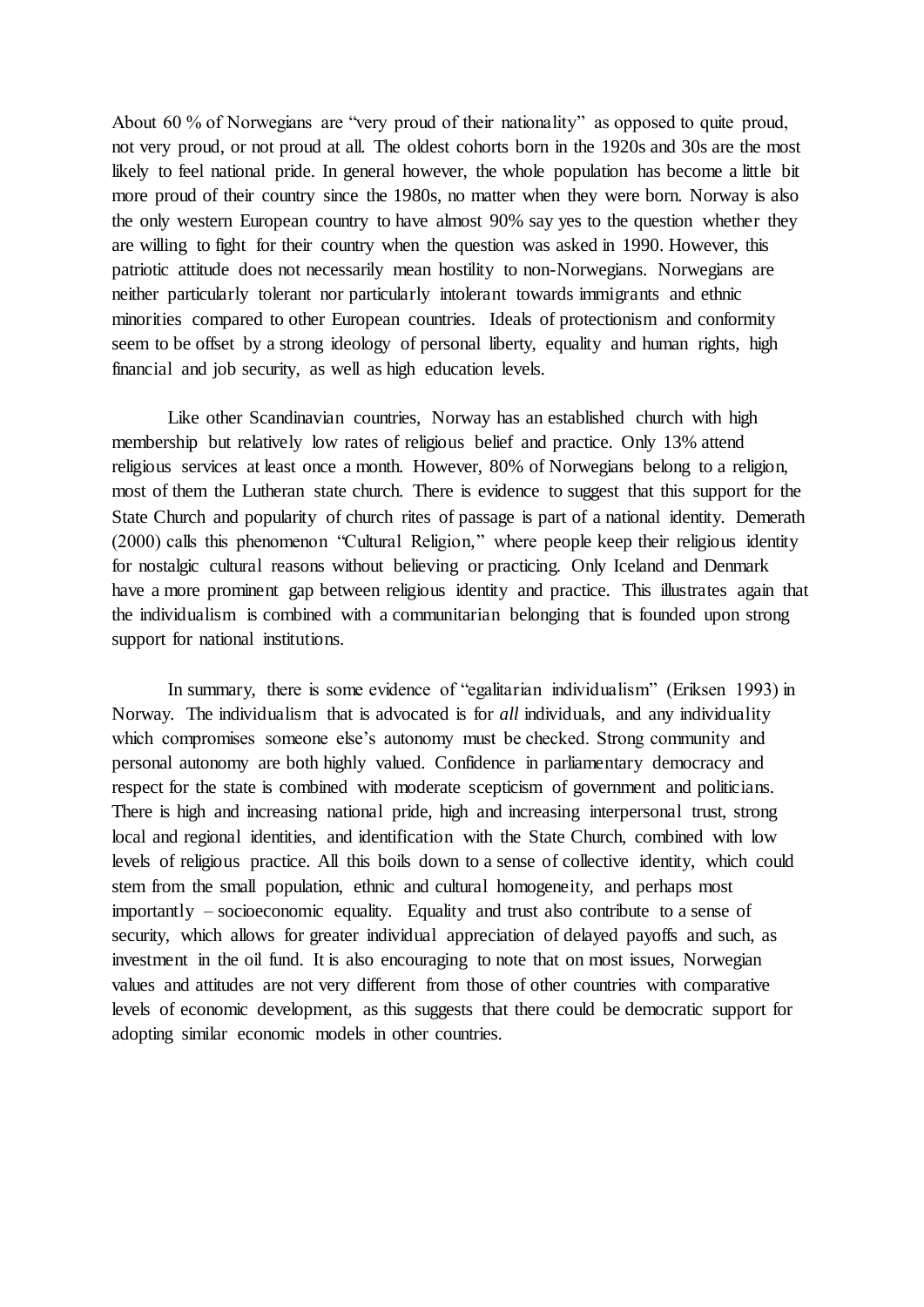About 60 % of Norwegians are "very proud of their nationality" as opposed to quite proud, not very proud, or not proud at all. The oldest cohorts born in the 1920s and 30s are the most likely to feel national pride. In general however, the whole population has become a little bit more proud of their country since the 1980s, no matter when they were born. Norway is also the only western European country to have almost 90% say yes to the question whether they are willing to fight for their country when the question was asked in 1990. However, this patriotic attitude does not necessarily mean hostility to non-Norwegians. Norwegians are neither particularly tolerant nor particularly intolerant towards immigrants and ethnic minorities compared to other European countries. Ideals of protectionism and conformity seem to be offset by a strong ideology of personal liberty, equality and human rights, high financial and job security, as well as high education levels.

Like other Scandinavian countries, Norway has an established church with high membership but relatively low rates of religious belief and practice. Only 13% attend religious services at least once a month. However, 80% of Norwegians belong to a religion, most of them the Lutheran state church. There is evidence to suggest that this support for the State Church and popularity of church rites of passage is part of a national identity. Demerath (2000) calls this phenomenon "Cultural Religion," where people keep their religious identity for nostalgic cultural reasons without believing or practicing. Only Iceland and Denmark have a more prominent gap between religious identity and practice. This illustrates again that the individualism is combined with a communitarian belonging that is founded upon strong support for national institutions.

In summary, there is some evidence of "egalitarian individualism" (Eriksen 1993) in Norway. The individualism that is advocated is for *all* individuals, and any individuality which compromises someone else's autonomy must be checked. Strong community and personal autonomy are both highly valued. Confidence in parliamentary democracy and respect for the state is combined with moderate scepticism of government and politicians. There is high and increasing national pride, high and increasing interpersonal trust, strong local and regional identities, and identification with the State Church, combined with low levels of religious practice. All this boils down to a sense of collective identity, which could stem from the small population, ethnic and cultural homogeneity, and perhaps most importantly – socioeconomic equality. Equality and trust also contribute to a sense of security, which allows for greater individual appreciation of delayed payoffs and such, as investment in the oil fund. It is also encouraging to note that on most issues, Norwegian values and attitudes are not very different from those of other countries with comparative levels of economic development, as this suggests that there could be democratic support for adopting similar economic models in other countries.